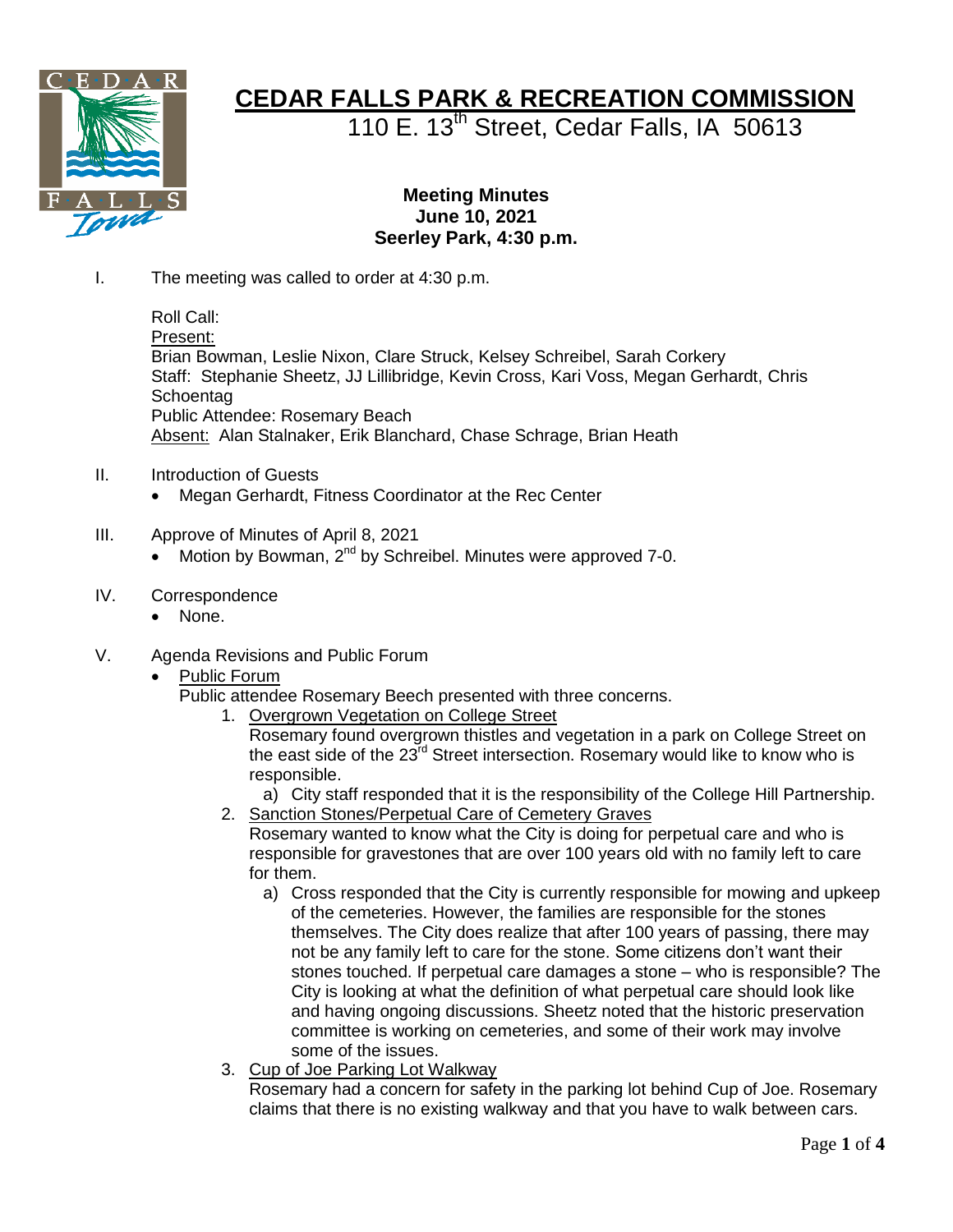# CEDAR FALLS PARK & RECREATION COMMISSION

110 E. 13th Street, Cedar Falls, IA 50613

**Meeting Minutes**
**June 10, 2021**
**Seerley Park, 4:30 p.m.**

I. The meeting was called to order at 4:30 p.m.

Roll Call:
Present:
Brian Bowman, Leslie Nixon, Clare Struck, Kelsey Schreibel, Sarah Corkery
Staff: Stephanie Sheetz, JJ Lillibridge, Kevin Cross, Kari Voss, Megan Gerhardt, Chris Schoentag
Public Attendee: Rosemary Beach
Absent: Alan Stalnaker, Erik Blanchard, Chase Schrage, Brian Heath

II. Introduction of Guests
- Megan Gerhardt, Fitness Coordinator at the Rec Center

III. Approve of Minutes of April 8, 2021
- Motion by Bowman, 2nd by Schreibel. Minutes were approved 7-0.

IV. Correspondence
- None.

V. Agenda Revisions and Public Forum
- Public Forum
  Public attendee Rosemary Beech presented with three concerns.
  1. Overgrown Vegetation on College Street
     Rosemary found overgrown thistles and vegetation in a park on College Street on the east side of the 23rd Street intersection. Rosemary would like to know who is responsible.
     a) City staff responded that it is the responsibility of the College Hill Partnership.
  2. Sanction Stones/Perpetual Care of Cemetery Graves
     Rosemary wanted to know what the City is doing for perpetual care and who is responsible for gravestones that are over 100 years old with no family left to care for them.
     a) Cross responded that the City is currently responsible for mowing and upkeep of the cemeteries. However, the families are responsible for the stones themselves. The City does realize that after 100 years of passing, there may not be any family left to care for the stone. Some citizens don't want their stones touched. If perpetual care damages a stone – who is responsible? The City is looking at what the definition of what perpetual care should look like and having ongoing discussions. Sheetz noted that the historic preservation committee is working on cemeteries, and some of their work may involve some of the issues.
  3. Cup of Joe Parking Lot Walkway
     Rosemary had a concern for safety in the parking lot behind Cup of Joe. Rosemary claims that there is no existing walkway and that you have to walk between cars.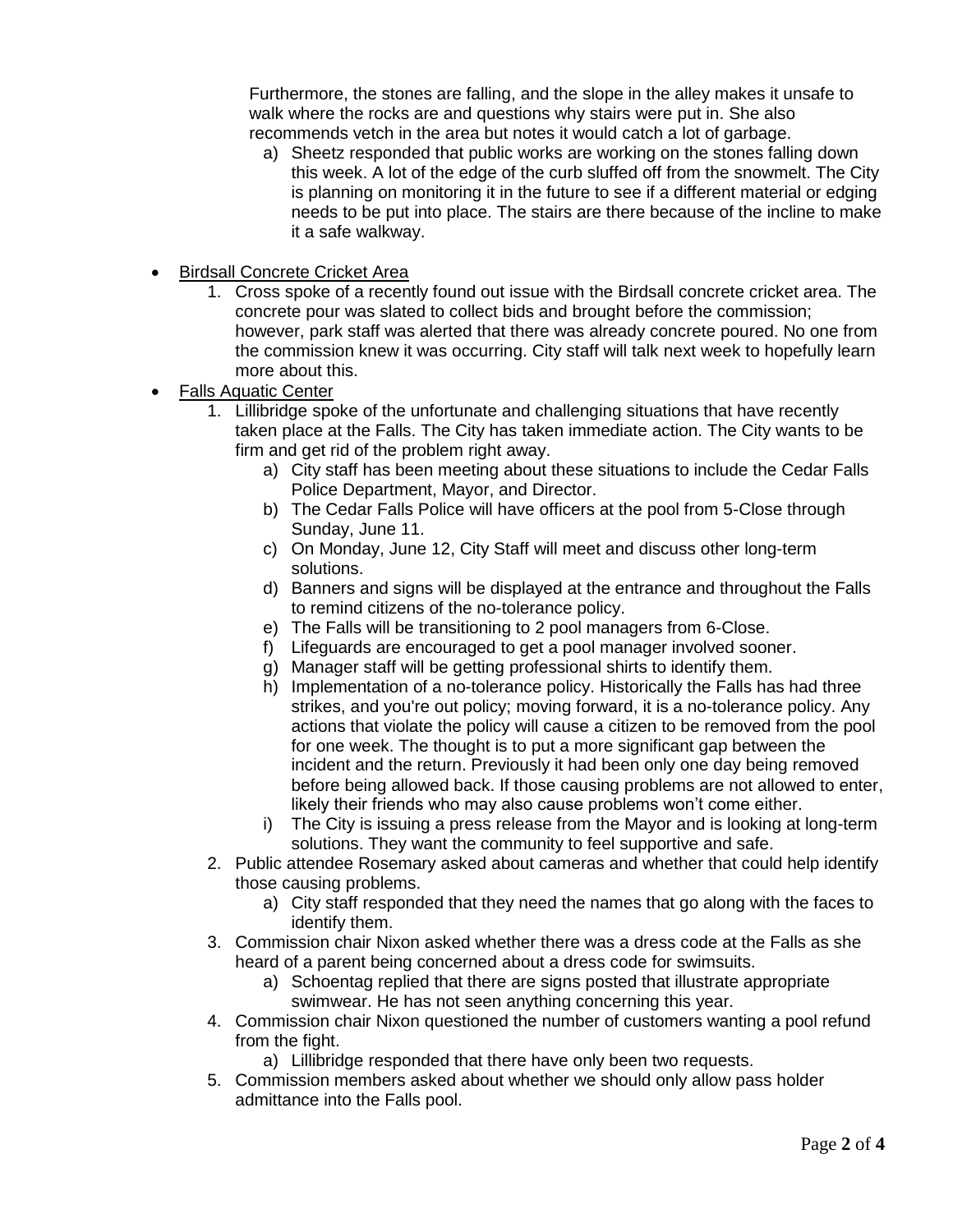Furthermore, the stones are falling, and the slope in the alley makes it unsafe to walk where the rocks are and questions why stairs were put in. She also recommends vetch in the area but notes it would catch a lot of garbage.

a) Sheetz responded that public works are working on the stones falling down this week. A lot of the edge of the curb sluffed off from the snowmelt. The City is planning on monitoring it in the future to see if a different material or edging needs to be put into place. The stairs are there because of the incline to make it a safe walkway.

- <u>Birdsall Concrete Cricket Area</u>
  1. Cross spoke of a recently found out issue with the Birdsall concrete cricket area. The concrete pour was slated to collect bids and brought before the commission; however, park staff was alerted that there was already concrete poured. No one from the commission knew it was occurring. City staff will talk next week to hopefully learn more about this.
- <u>Falls Aquatic Center</u>
  1. Lillibridge spoke of the unfortunate and challenging situations that have recently taken place at the Falls. The City has taken immediate action. The City wants to be firm and get rid of the problem right away.
     a) City staff has been meeting about these situations to include the Cedar Falls Police Department, Mayor, and Director.
     b) The Cedar Falls Police will have officers at the pool from 5-Close through Sunday, June 11.
     c) On Monday, June 12, City Staff will meet and discuss other long-term solutions.
     d) Banners and signs will be displayed at the entrance and throughout the Falls to remind citizens of the no-tolerance policy.
     e) The Falls will be transitioning to 2 pool managers from 6-Close.
     f) Lifeguards are encouraged to get a pool manager involved sooner.
     g) Manager staff will be getting professional shirts to identify them.
     h) Implementation of a no-tolerance policy. Historically the Falls has had three strikes, and you're out policy; moving forward, it is a no-tolerance policy. Any actions that violate the policy will cause a citizen to be removed from the pool for one week. The thought is to put a more significant gap between the incident and the return. Previously it had been only one day being removed before being allowed back. If those causing problems are not allowed to enter, likely their friends who may also cause problems won't come either.
     i) The City is issuing a press release from the Mayor and is looking at long-term solutions. They want the community to feel supportive and safe.
  2. Public attendee Rosemary asked about cameras and whether that could help identify those causing problems.
     a) City staff responded that they need the names that go along with the faces to identify them.
  3. Commission chair Nixon asked whether there was a dress code at the Falls as she heard of a parent being concerned about a dress code for swimsuits.
     a) Schoentag replied that there are signs posted that illustrate appropriate swimwear. He has not seen anything concerning this year.
  4. Commission chair Nixon questioned the number of customers wanting a pool refund from the fight.
     a) Lillibridge responded that there have only been two requests.
  5. Commission members asked about whether we should only allow pass holder admittance into the Falls pool.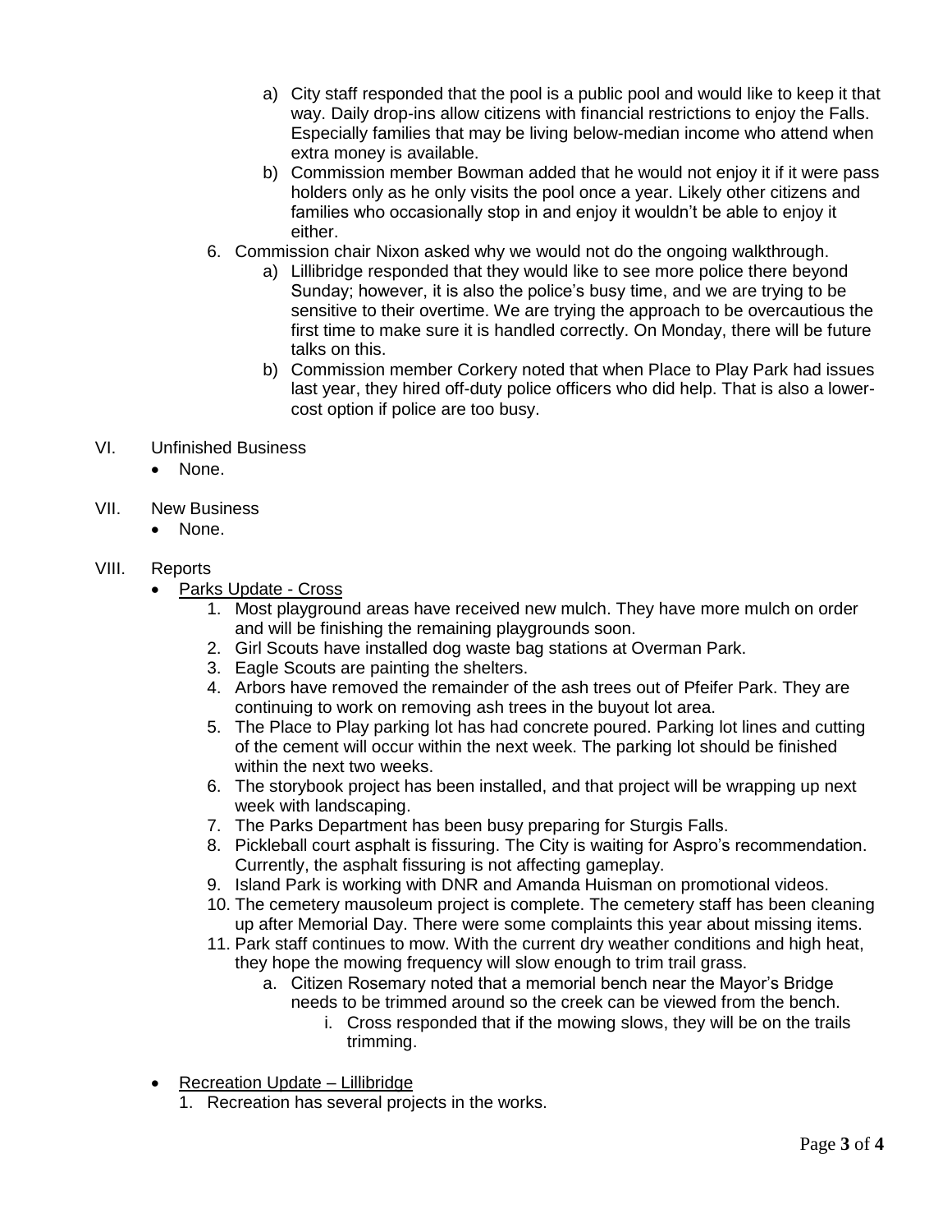a) City staff responded that the pool is a public pool and would like to keep it that way. Daily drop-ins allow citizens with financial restrictions to enjoy the Falls. Especially families that may be living below-median income who attend when extra money is available.
   b) Commission member Bowman added that he would not enjoy it if it were pass holders only as he only visits the pool once a year. Likely other citizens and families who occasionally stop in and enjoy it wouldn't be able to enjoy it either.
6. Commission chair Nixon asked why we would not do the ongoing walkthrough.
   a) Lillibridge responded that they would like to see more police there beyond Sunday; however, it is also the police's busy time, and we are trying to be sensitive to their overtime. We are trying the approach to be overcautious the first time to make sure it is handled correctly. On Monday, there will be future talks on this.
   b) Commission member Corkery noted that when Place to Play Park had issues last year, they hired off-duty police officers who did help. That is also a lower-cost option if police are too busy.

VI. Unfinished Business
- None.

VII. New Business
- None.

VIII. Reports
- <u>Parks Update - Cross</u>
  1. Most playground areas have received new mulch. They have more mulch on order and will be finishing the remaining playgrounds soon.
  2. Girl Scouts have installed dog waste bag stations at Overman Park.
  3. Eagle Scouts are painting the shelters.
  4. Arbors have removed the remainder of the ash trees out of Pfeifer Park. They are continuing to work on removing ash trees in the buyout lot area.
  5. The Place to Play parking lot has had concrete poured. Parking lot lines and cutting of the cement will occur within the next week. The parking lot should be finished within the next two weeks.
  6. The storybook project has been installed, and that project will be wrapping up next week with landscaping.
  7. The Parks Department has been busy preparing for Sturgis Falls.
  8. Pickleball court asphalt is fissuring. The City is waiting for Aspro's recommendation. Currently, the asphalt fissuring is not affecting gameplay.
  9. Island Park is working with DNR and Amanda Huisman on promotional videos.
  10. The cemetery mausoleum project is complete. The cemetery staff has been cleaning up after Memorial Day. There were some complaints this year about missing items.
  11. Park staff continues to mow. With the current dry weather conditions and high heat, they hope the mowing frequency will slow enough to trim trail grass.
      a. Citizen Rosemary noted that a memorial bench near the Mayor's Bridge needs to be trimmed around so the creek can be viewed from the bench.
         i. Cross responded that if the mowing slows, they will be on the trails trimming.

- <u>Recreation Update – Lillibridge</u>
  1. Recreation has several projects in the works.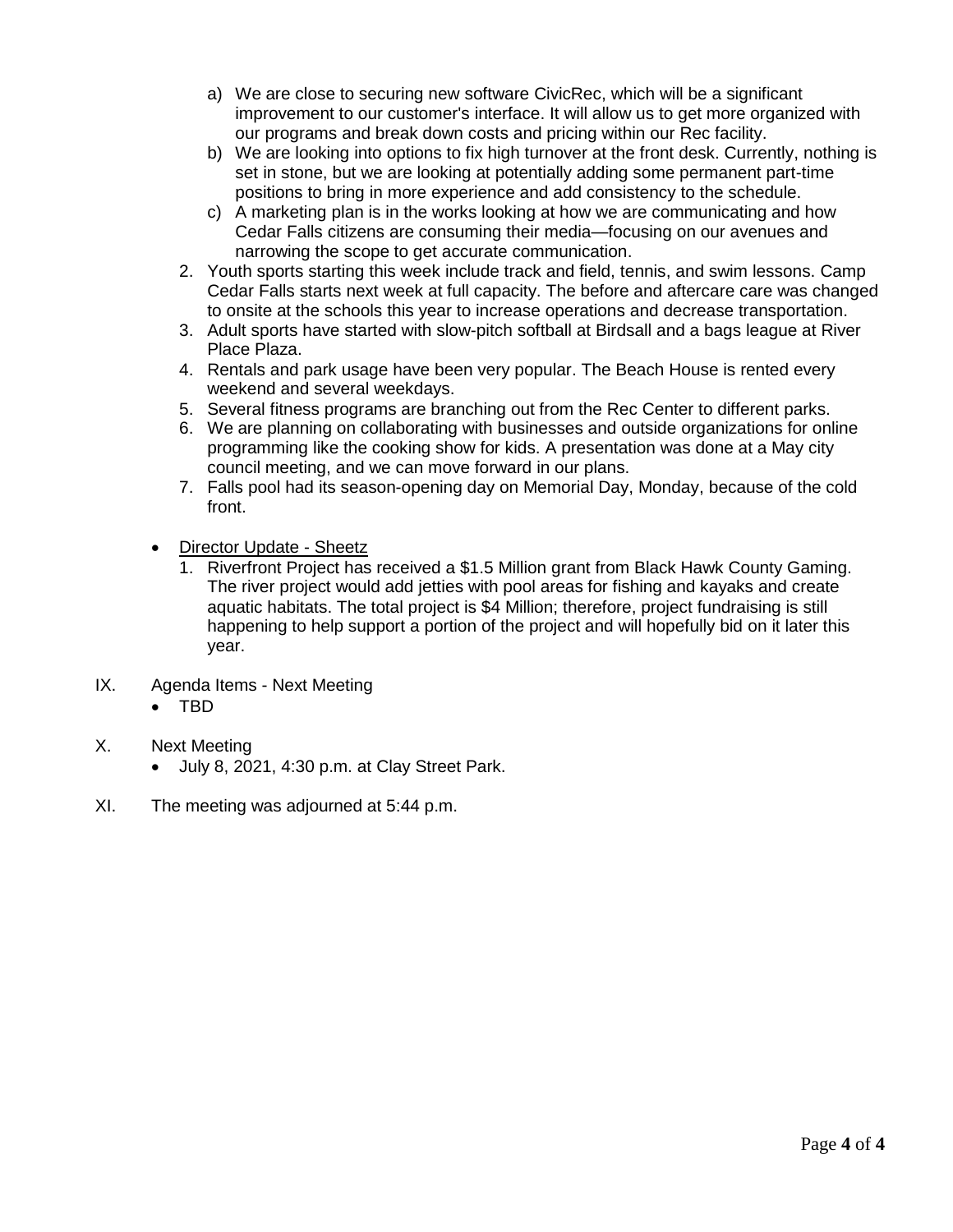a) We are close to securing new software CivicRec, which will be a significant improvement to our customer's interface. It will allow us to get more organized with our programs and break down costs and pricing within our Rec facility.
b) We are looking into options to fix high turnover at the front desk. Currently, nothing is set in stone, but we are looking at potentially adding some permanent part-time positions to bring in more experience and add consistency to the schedule.
c) A marketing plan is in the works looking at how we are communicating and how Cedar Falls citizens are consuming their media—focusing on our avenues and narrowing the scope to get accurate communication.

2. Youth sports starting this week include track and field, tennis, and swim lessons. Camp Cedar Falls starts next week at full capacity. The before and aftercare care was changed to onsite at the schools this year to increase operations and decrease transportation.
3. Adult sports have started with slow-pitch softball at Birdsall and a bags league at River Place Plaza.
4. Rentals and park usage have been very popular. The Beach House is rented every weekend and several weekdays.
5. Several fitness programs are branching out from the Rec Center to different parks.
6. We are planning on collaborating with businesses and outside organizations for online programming like the cooking show for kids. A presentation was done at a May city council meeting, and we can move forward in our plans.
7. Falls pool had its season-opening day on Memorial Day, Monday, because of the cold front.

- Director Update - Sheetz
  1. Riverfront Project has received a $1.5 Million grant from Black Hawk County Gaming. The river project would add jetties with pool areas for fishing and kayaks and create aquatic habitats. The total project is $4 Million; therefore, project fundraising is still happening to help support a portion of the project and will hopefully bid on it later this year.

IX. Agenda Items - Next Meeting
- TBD

X. Next Meeting
- July 8, 2021, 4:30 p.m. at Clay Street Park.

XI. The meeting was adjourned at 5:44 p.m.